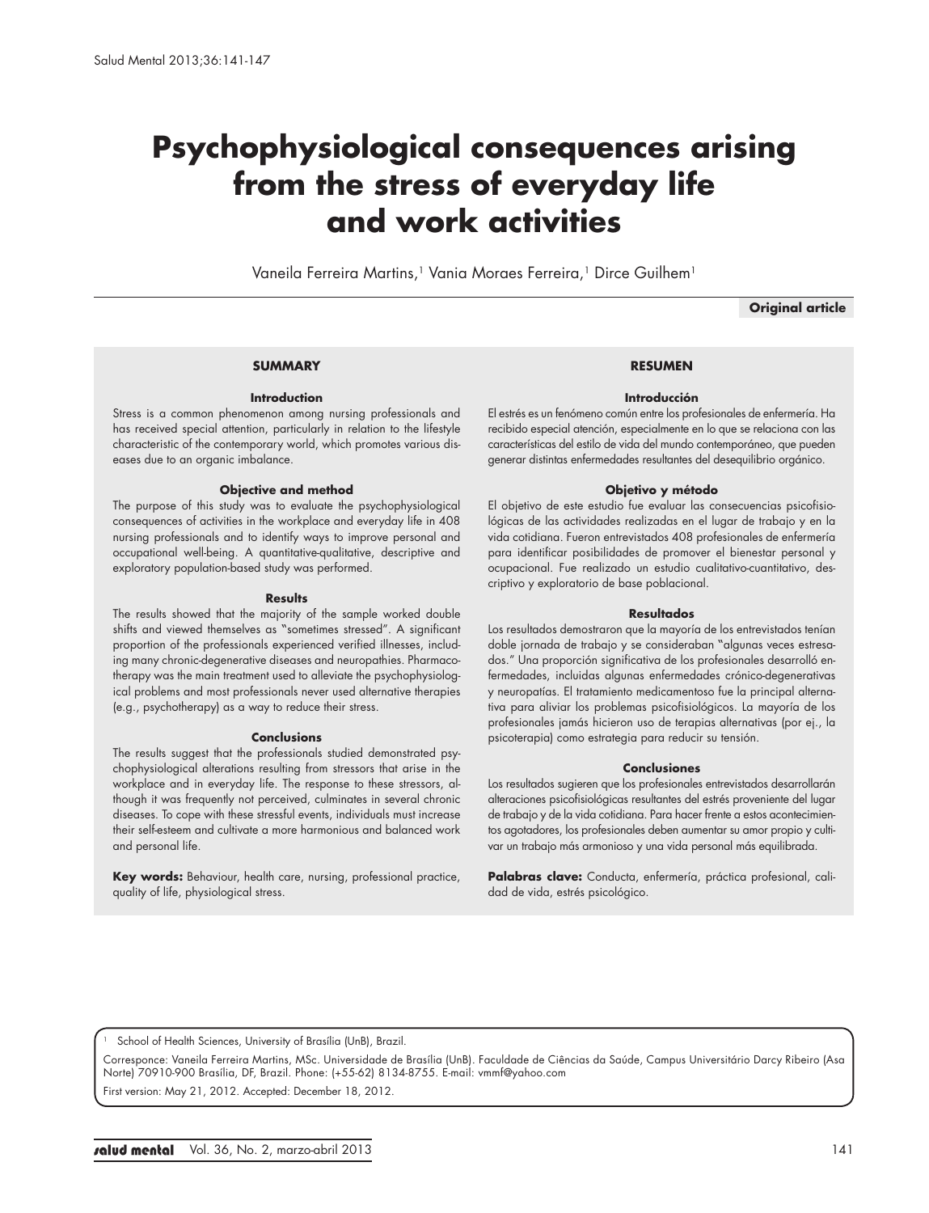# Psychophysiological consequences arising from the stress of everyday life and work activities

Vaneila Ferreira Martins,[1] Vania Moraes Ferreira,[1] Dirce Guilhem[1]

**Original article**

## SUMMARY

### Introduction

Stress is a common phenomenon among nursing professionals and has received special attention, particularly in relation to the lifestyle characteristic of the contemporary world, which promotes various diseases due to an organic imbalance.

### Objective and method

The purpose of this study was to evaluate the psychophysiological consequences of activities in the workplace and everyday life in 408 nursing professionals and to identify ways to improve personal and occupational well-being. A quantitative-qualitative, descriptive and exploratory population-based study was performed.

### Results

The results showed that the majority of the sample worked double shifts and viewed themselves as "sometimes stressed". A significant proportion of the professionals experienced verified illnesses, including many chronic-degenerative diseases and neuropathies. Pharmacotherapy was the main treatment used to alleviate the psychophysiological problems and most professionals never used alternative therapies (e.g., psychotherapy) as a way to reduce their stress.

### Conclusions

The results suggest that the professionals studied demonstrated psychophysiological alterations resulting from stressors that arise in the workplace and in everyday life. The response to these stressors, although it was frequently not perceived, culminates in several chronic diseases. To cope with these stressful events, individuals must increase their self-esteem and cultivate a more harmonious and balanced work and personal life.

**Key words:** Behaviour, health care, nursing, professional practice, quality of life, physiological stress.

## RESUMEN

### Introducción

El estrés es un fenómeno común entre los profesionales de enfermería. Ha recibido especial atención, especialmente en lo que se relaciona con las características del estilo de vida del mundo contemporáneo, que pueden generar distintas enfermedades resultantes del desequilibrio orgánico.

### Objetivo y método

El objetivo de este estudio fue evaluar las consecuencias psicofisiológicas de las actividades realizadas en el lugar de trabajo y en la vida cotidiana. Fueron entrevistados 408 profesionales de enfermería para identificar posibilidades de promover el bienestar personal y ocupacional. Fue realizado un estudio cualitativo-cuantitativo, descriptivo y exploratorio de base poblacional.

### Resultados

Los resultados demostraron que la mayoría de los entrevistados tenían doble jornada de trabajo y se consideraban "algunas veces estresados." Una proporción significativa de los profesionales desarrolló enfermedades, incluidas algunas enfermedades crónico-degenerativas y neuropatías. El tratamiento medicamentoso fue la principal alternativa para aliviar los problemas psicofisiológicos. La mayoría de los profesionales jamás hicieron uso de terapias alternativas (por ej., la psicoterapia) como estrategia para reducir su tensión.

### Conclusiones

Los resultados sugieren que los profesionales entrevistados desarrollarán alteraciones psicofisiológicas resultantes del estrés proveniente del lugar de trabajo y de la vida cotidiana. Para hacer frente a estos acontecimientos agotadores, los profesionales deben aumentar su amor propio y cultivar un trabajo más armonioso y una vida personal más equilibrada.

**Palabras clave:** Conducta, enfermería, práctica profesional, calidad de vida, estrés psicológico.

---

[1] School of Health Sciences, University of Brasília (UnB), Brazil.

Corresponce: Vaneila Ferreira Martins, MSc. Universidade de Brasília (UnB). Faculdade de Ciências da Saúde, Campus Universitário Darcy Ribeiro (Asa Norte) 70910-900 Brasília, DF, Brazil. Phone: (+55-62) 8134-8755. E-mail: vmmf@yahoo.com

First version: May 21, 2012. Accepted: December 18, 2012.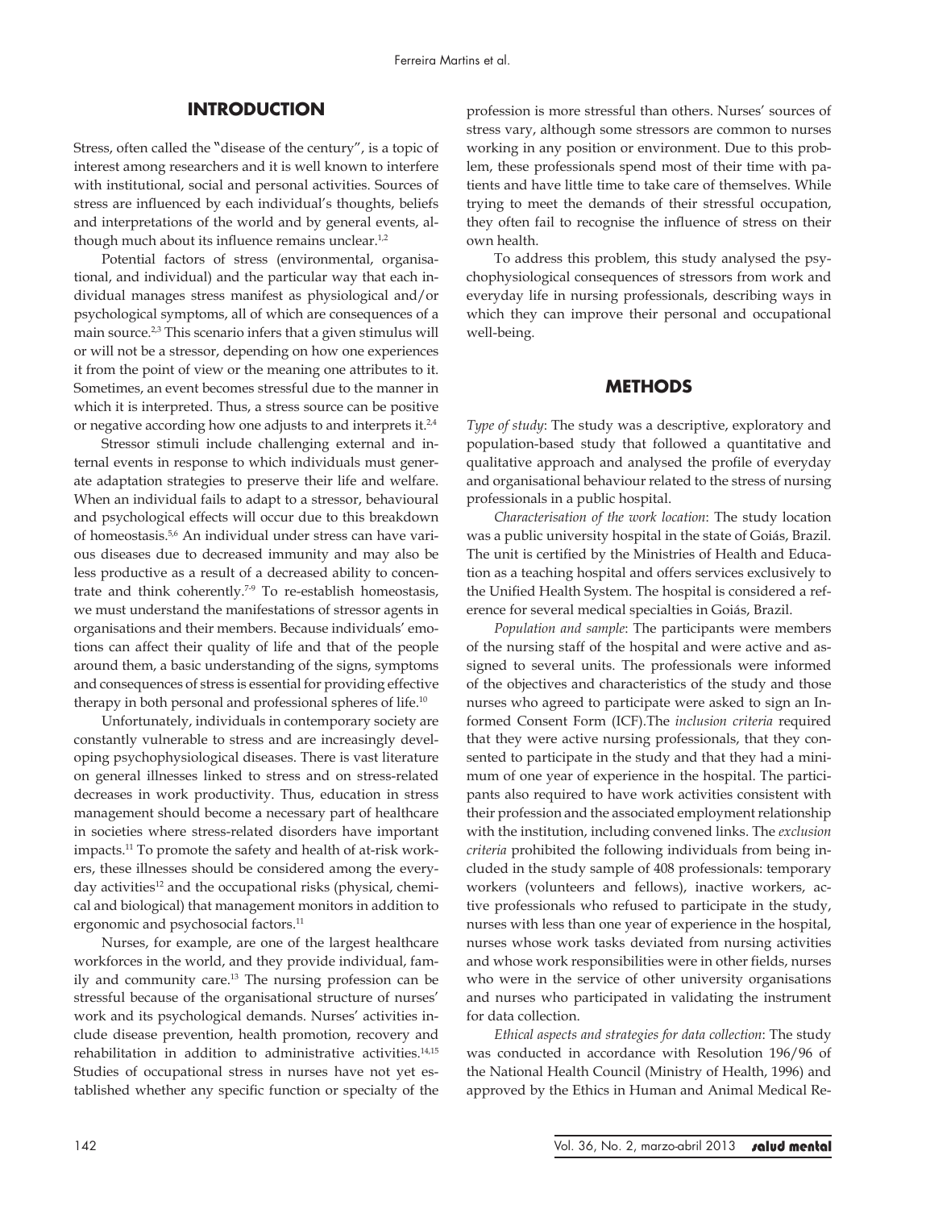## INTRODUCTION

Stress, often called the "disease of the century", is a topic of interest among researchers and it is well known to interfere with institutional, social and personal activities. Sources of stress are influenced by each individual's thoughts, beliefs and interpretations of the world and by general events, although much about its influence remains unclear.[1,2]

Potential factors of stress (environmental, organisational, and individual) and the particular way that each individual manages stress manifest as physiological and/or psychological symptoms, all of which are consequences of a main source.[2,3] This scenario infers that a given stimulus will or will not be a stressor, depending on how one experiences it from the point of view or the meaning one attributes to it. Sometimes, an event becomes stressful due to the manner in which it is interpreted. Thus, a stress source can be positive or negative according how one adjusts to and interprets it.[2,4]

Stressor stimuli include challenging external and internal events in response to which individuals must generate adaptation strategies to preserve their life and welfare. When an individual fails to adapt to a stressor, behavioural and psychological effects will occur due to this breakdown of homeostasis.[5,6] An individual under stress can have various diseases due to decreased immunity and may also be less productive as a result of a decreased ability to concentrate and think coherently.[7-9] To re-establish homeostasis, we must understand the manifestations of stressor agents in organisations and their members. Because individuals' emotions can affect their quality of life and that of the people around them, a basic understanding of the signs, symptoms and consequences of stress is essential for providing effective therapy in both personal and professional spheres of life.[10]

Unfortunately, individuals in contemporary society are constantly vulnerable to stress and are increasingly developing psychophysiological diseases. There is vast literature on general illnesses linked to stress and on stress-related decreases in work productivity. Thus, education in stress management should become a necessary part of healthcare in societies where stress-related disorders have important impacts.[11] To promote the safety and health of at-risk workers, these illnesses should be considered among the everyday activities[12] and the occupational risks (physical, chemical and biological) that management monitors in addition to ergonomic and psychosocial factors.[11]

Nurses, for example, are one of the largest healthcare workforces in the world, and they provide individual, family and community care.[13] The nursing profession can be stressful because of the organisational structure of nurses' work and its psychological demands. Nurses' activities include disease prevention, health promotion, recovery and rehabilitation in addition to administrative activities.[14,15] Studies of occupational stress in nurses have not yet established whether any specific function or specialty of the profession is more stressful than others. Nurses' sources of stress vary, although some stressors are common to nurses working in any position or environment. Due to this problem, these professionals spend most of their time with patients and have little time to take care of themselves. While trying to meet the demands of their stressful occupation, they often fail to recognise the influence of stress on their own health.

To address this problem, this study analysed the psychophysiological consequences of stressors from work and everyday life in nursing professionals, describing ways in which they can improve their personal and occupational well-being.

## METHODS

*Type of study*: The study was a descriptive, exploratory and population-based study that followed a quantitative and qualitative approach and analysed the profile of everyday and organisational behaviour related to the stress of nursing professionals in a public hospital.

*Characterisation of the work location*: The study location was a public university hospital in the state of Goiás, Brazil. The unit is certified by the Ministries of Health and Education as a teaching hospital and offers services exclusively to the Unified Health System. The hospital is considered a reference for several medical specialties in Goiás, Brazil.

*Population and sample*: The participants were members of the nursing staff of the hospital and were active and assigned to several units. The professionals were informed of the objectives and characteristics of the study and those nurses who agreed to participate were asked to sign an Informed Consent Form (ICF).The *inclusion criteria* required that they were active nursing professionals, that they consented to participate in the study and that they had a minimum of one year of experience in the hospital. The participants also required to have work activities consistent with their profession and the associated employment relationship with the institution, including convened links. The *exclusion criteria* prohibited the following individuals from being included in the study sample of 408 professionals: temporary workers (volunteers and fellows), inactive workers, active professionals who refused to participate in the study, nurses with less than one year of experience in the hospital, nurses whose work tasks deviated from nursing activities and whose work responsibilities were in other fields, nurses who were in the service of other university organisations and nurses who participated in validating the instrument for data collection.

*Ethical aspects and strategies for data collection*: The study was conducted in accordance with Resolution 196/96 of the National Health Council (Ministry of Health, 1996) and approved by the Ethics in Human and Animal Medical Re-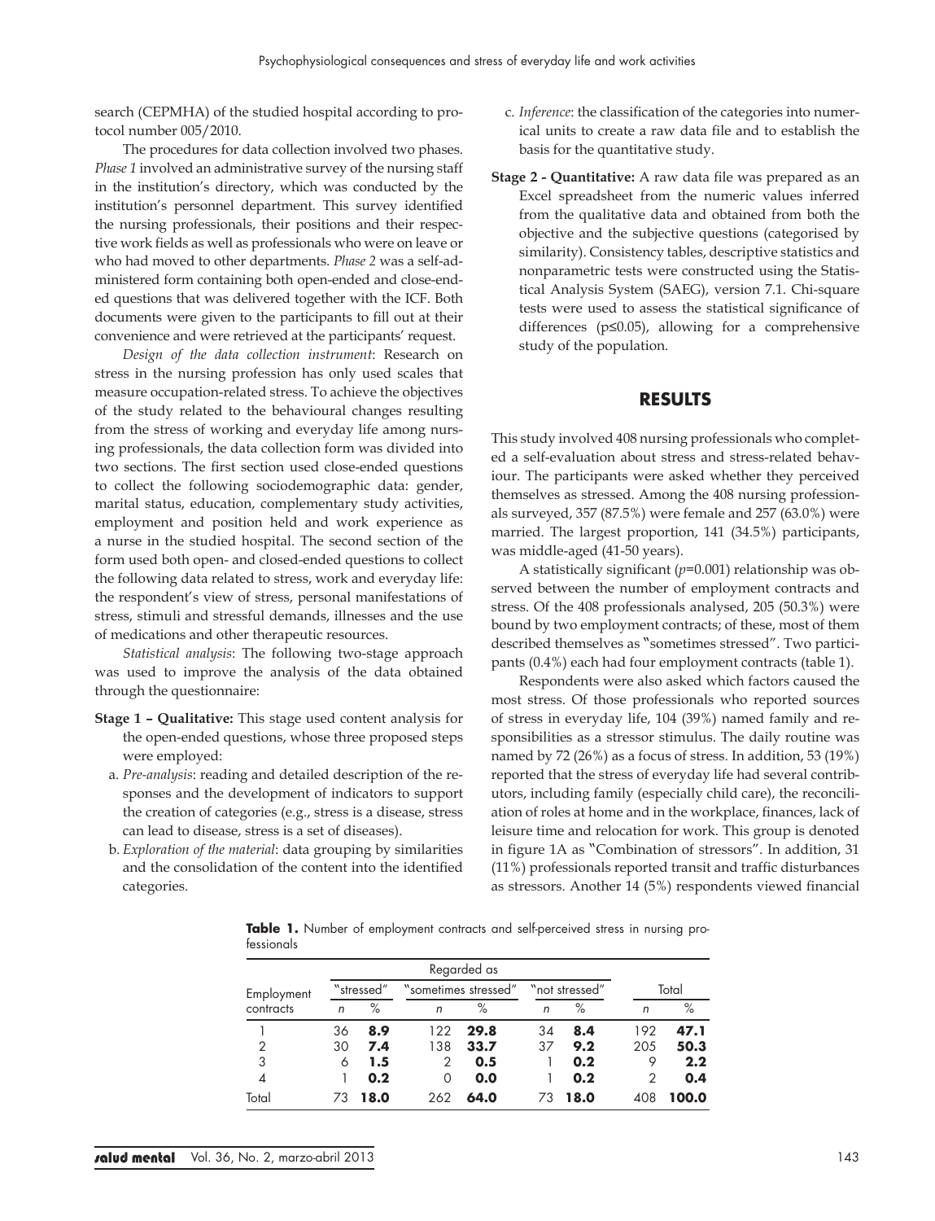search (CEPMHA) of the studied hospital according to protocol number 005/2010.

The procedures for data collection involved two phases. *Phase 1* involved an administrative survey of the nursing staff in the institution's directory, which was conducted by the institution's personnel department. This survey identified the nursing professionals, their positions and their respective work fields as well as professionals who were on leave or who had moved to other departments. *Phase 2* was a self-administered form containing both open-ended and close-ended questions that was delivered together with the ICF. Both documents were given to the participants to fill out at their convenience and were retrieved at the participants' request.

*Design of the data collection instrument*: Research on stress in the nursing profession has only used scales that measure occupation-related stress. To achieve the objectives of the study related to the behavioural changes resulting from the stress of working and everyday life among nursing professionals, the data collection form was divided into two sections. The first section used close-ended questions to collect the following sociodemographic data: gender, marital status, education, complementary study activities, employment and position held and work experience as a nurse in the studied hospital. The second section of the form used both open- and closed-ended questions to collect the following data related to stress, work and everyday life: the respondent's view of stress, personal manifestations of stress, stimuli and stressful demands, illnesses and the use of medications and other therapeutic resources.

*Statistical analysis*: The following two-stage approach was used to improve the analysis of the data obtained through the questionnaire:

**Stage 1 – Qualitative:** This stage used content analysis for the open-ended questions, whose three proposed steps were employed:

a. *Pre-analysis*: reading and detailed description of the responses and the development of indicators to support the creation of categories (e.g., stress is a disease, stress can lead to disease, stress is a set of diseases).
b. *Exploration of the material*: data grouping by similarities and the consolidation of the content into the identified categories.
c. *Inference*: the classification of the categories into numerical units to create a raw data file and to establish the basis for the quantitative study.

**Stage 2 - Quantitative:** A raw data file was prepared as an Excel spreadsheet from the numeric values inferred from the qualitative data and obtained from both the objective and the subjective questions (categorised by similarity). Consistency tables, descriptive statistics and nonparametric tests were constructed using the Statistical Analysis System (SAEG), version 7.1. Chi-square tests were used to assess the statistical significance of differences ($p \leq 0.05$), allowing for a comprehensive study of the population.

## RESULTS

This study involved 408 nursing professionals who completed a self-evaluation about stress and stress-related behaviour. The participants were asked whether they perceived themselves as stressed. Among the 408 nursing professionals surveyed, 357 (87.5%) were female and 257 (63.0%) were married. The largest proportion, 141 (34.5%) participants, was middle-aged (41-50 years).

A statistically significant ($p=0.001$) relationship was observed between the number of employment contracts and stress. Of the 408 professionals analysed, 205 (50.3%) were bound by two employment contracts; of these, most of them described themselves as "sometimes stressed". Two participants (0.4%) each had four employment contracts (table 1).

Respondents were also asked which factors caused the most stress. Of those professionals who reported sources of stress in everyday life, 104 (39%) named family and responsibilities as a stressor stimulus. The daily routine was named by 72 (26%) as a focus of stress. In addition, 53 (19%) reported that the stress of everyday life had several contributors, including family (especially child care), the reconciliation of roles at home and in the workplace, finances, lack of leisure time and relocation for work. This group is denoted in figure 1A as "Combination of stressors". In addition, 31 (11%) professionals reported transit and traffic disturbances as stressors. Another 14 (5%) respondents viewed financial

**Table 1.** Number of employment contracts and self-perceived stress in nursing professionals

| Employment contracts | Regarded as | | | | | | Total | |
|---|---|---|---|---|---|---|---|---|
| | "stressed" | | "sometimes stressed" | | "not stressed" | | | |
| | n | % | n | % | n | % | n | % |
| 1 | 36 | **8.9** | 122 | **29.8** | 34 | **8.4** | 192 | **47.1** |
| 2 | 30 | **7.4** | 138 | **33.7** | 37 | **9.2** | 205 | **50.3** |
| 3 | 6 | **1.5** | 2 | **0.5** | 1 | **0.2** | 9 | **2.2** |
| 4 | 1 | **0.2** | 0 | **0.0** | 1 | **0.2** | 2 | **0.4** |
| Total | 73 | **18.0** | 262 | **64.0** | 73 | **18.0** | 408 | **100.0** |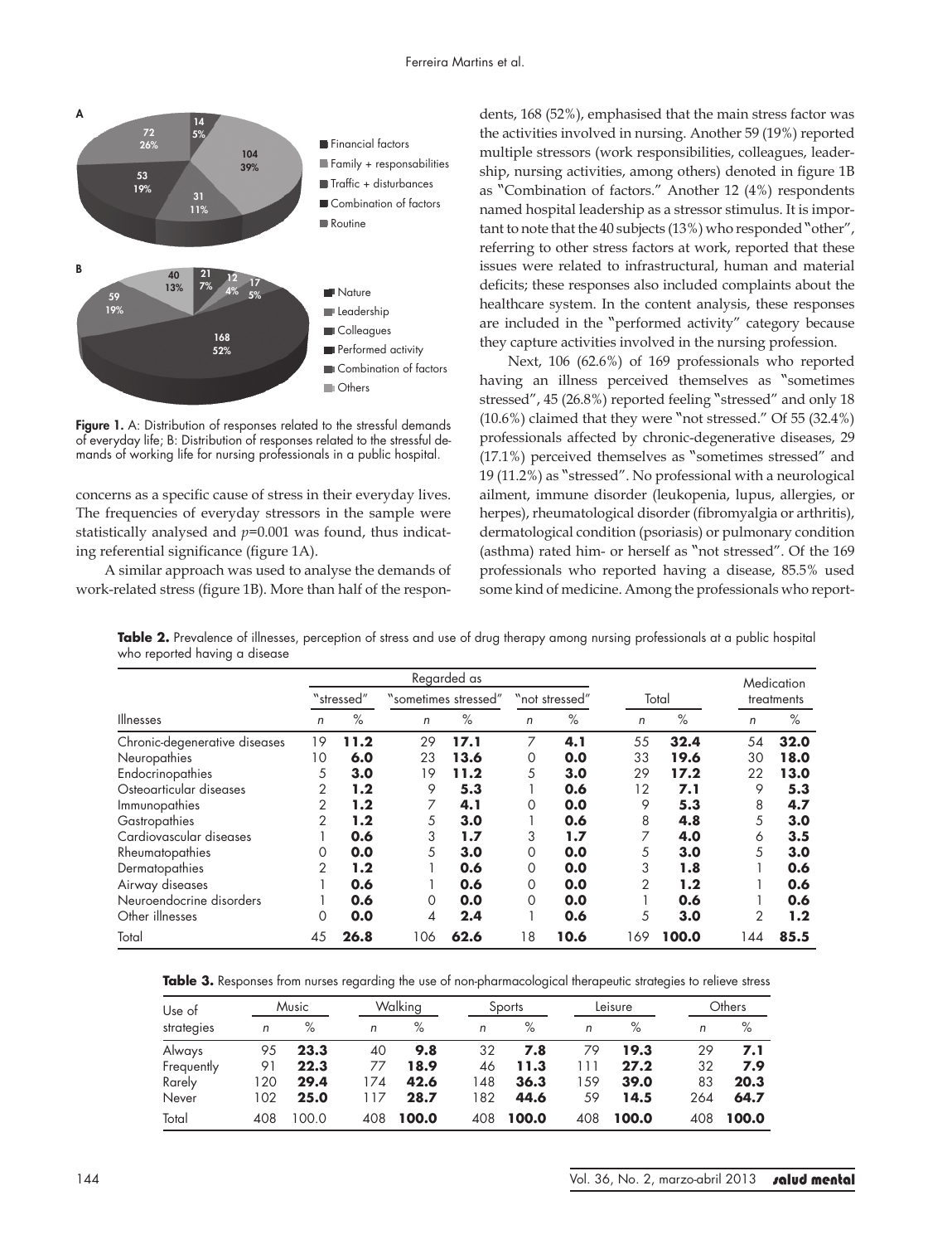**Figure 1.** A: Distribution of responses related to the stressful demands of everyday life; B: Distribution of responses related to the stressful demands of working life for nursing professionals in a public hospital.

concerns as a specific cause of stress in their everyday lives. The frequencies of everyday stressors in the sample were statistically analysed and *p*=0.001 was found, thus indicating referential significance (figure 1A).

A similar approach was used to analyse the demands of work-related stress (figure 1B). More than half of the respondents, 168 (52%), emphasised that the main stress factor was the activities involved in nursing. Another 59 (19%) reported multiple stressors (work responsibilities, colleagues, leadership, nursing activities, among others) denoted in figure 1B as "Combination of factors." Another 12 (4%) respondents named hospital leadership as a stressor stimulus. It is important to note that the 40 subjects (13%) who responded "other", referring to other stress factors at work, reported that these issues were related to infrastructural, human and material deficits; these responses also included complaints about the healthcare system. In the content analysis, these responses are included in the "performed activity" category because they capture activities involved in the nursing profession.

Next, 106 (62.6%) of 169 professionals who reported having an illness perceived themselves as "sometimes stressed", 45 (26.8%) reported feeling "stressed" and only 18 (10.6%) claimed that they were "not stressed." Of 55 (32.4%) professionals affected by chronic-degenerative diseases, 29 (17.1%) perceived themselves as "sometimes stressed" and 19 (11.2%) as "stressed". No professional with a neurological ailment, immune disorder (leukopenia, lupus, allergies, or herpes), rheumatological disorder (fibromyalgia or arthritis), dermatological condition (psoriasis) or pulmonary condition (asthma) rated him- or herself as "not stressed". Of the 169 professionals who reported having a disease, 85.5% used some kind of medicine. Among the professionals who report-

**Table 2.** Prevalence of illnesses, perception of stress and use of drug therapy among nursing professionals at a public hospital who reported having a disease

| | Regarded as | | | | | | | | Medication treatments | |
|---|---|---|---|---|---|---|---|---|---|---|
| | "stressed" | | "sometimes stressed" | | "not stressed" | | Total | | | |
| Illnesses | *n* | % | *n* | % | *n* | % | *n* | % | *n* | % |
| Chronic-degenerative diseases | 19 | **11.2** | 29 | **17.1** | 7 | **4.1** | 55 | **32.4** | 54 | **32.0** |
| Neuropathies | 10 | **6.0** | 23 | **13.6** | 0 | **0.0** | 33 | **19.6** | 30 | **18.0** |
| Endocrinopathies | 5 | **3.0** | 19 | **11.2** | 5 | **3.0** | 29 | **17.2** | 22 | **13.0** |
| Osteoarticular diseases | 2 | **1.2** | 9 | **5.3** | 1 | **0.6** | 12 | **7.1** | 9 | **5.3** |
| Immunopathies | 2 | **1.2** | 7 | **4.1** | 0 | **0.0** | 9 | **5.3** | 8 | **4.7** |
| Gastropathies | 2 | **1.2** | 5 | **3.0** | 1 | **0.6** | 8 | **4.8** | 5 | **3.0** |
| Cardiovascular diseases | 1 | **0.6** | 3 | **1.7** | 3 | **1.7** | 7 | **4.0** | 6 | **3.5** |
| Rheumatopathies | 0 | **0.0** | 5 | **3.0** | 0 | **0.0** | 5 | **3.0** | 5 | **3.0** |
| Dermatopathies | 2 | **1.2** | 1 | **0.6** | 0 | **0.0** | 3 | **1.8** | 1 | **0.6** |
| Airway diseases | 1 | **0.6** | 1 | **0.6** | 0 | **0.0** | 2 | **1.2** | 1 | **0.6** |
| Neuroendocrine disorders | 1 | **0.6** | 0 | **0.0** | 0 | **0.0** | 1 | **0.6** | 1 | **0.6** |
| Other illnesses | 0 | **0.0** | 4 | **2.4** | 1 | **0.6** | 5 | **3.0** | 2 | **1.2** |
| Total | 45 | **26.8** | 106 | **62.6** | 18 | **10.6** | 169 | **100.0** | 144 | **85.5** |

**Table 3.** Responses from nurses regarding the use of non-pharmacological therapeutic strategies to relieve stress

| Use of strategies | Music | | Walking | | Sports | | Leisure | | Others | |
|---|---|---|---|---|---|---|---|---|---|---|
| | *n* | % | *n* | % | *n* | % | *n* | % | *n* | % |
| Always | 95 | **23.3** | 40 | **9.8** | 32 | **7.8** | 79 | **19.3** | 29 | **7.1** |
| Frequently | 91 | **22.3** | 77 | **18.9** | 46 | **11.3** | 111 | **27.2** | 32 | **7.9** |
| Rarely | 120 | **29.4** | 174 | **42.6** | 148 | **36.3** | 159 | **39.0** | 83 | **20.3** |
| Never | 102 | **25.0** | 117 | **28.7** | 182 | **44.6** | 59 | **14.5** | 264 | **64.7** |
| Total | 408 | 100.0 | 408 | **100.0** | 408 | **100.0** | 408 | **100.0** | 408 | **100.0** |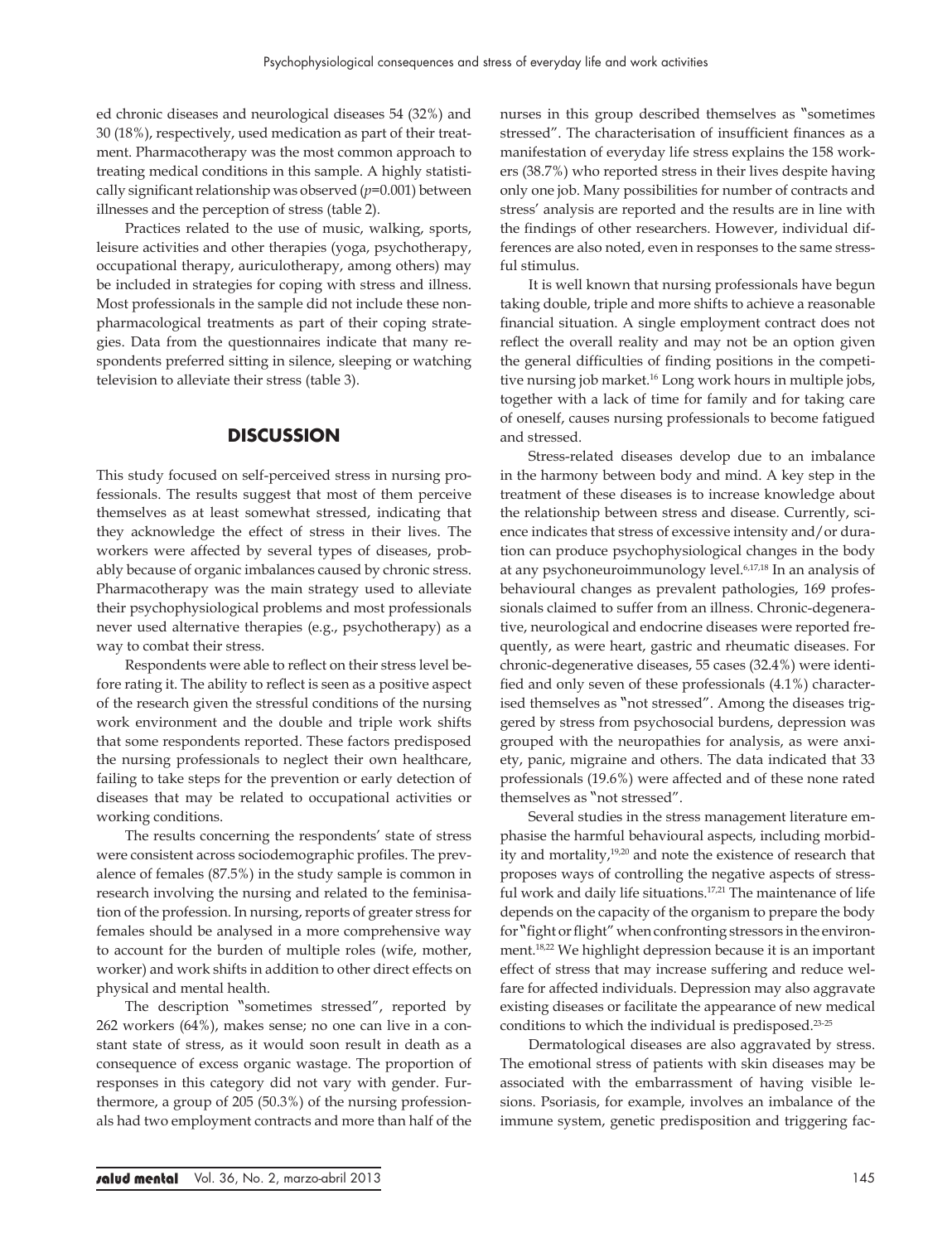ed chronic diseases and neurological diseases 54 (32%) and 30 (18%), respectively, used medication as part of their treatment. Pharmacotherapy was the most common approach to treating medical conditions in this sample. A highly statistically significant relationship was observed ($p$=0.001) between illnesses and the perception of stress (table 2).

Practices related to the use of music, walking, sports, leisure activities and other therapies (yoga, psychotherapy, occupational therapy, auriculotherapy, among others) may be included in strategies for coping with stress and illness. Most professionals in the sample did not include these non-pharmacological treatments as part of their coping strategies. Data from the questionnaires indicate that many respondents preferred sitting in silence, sleeping or watching television to alleviate their stress (table 3).

## DISCUSSION

This study focused on self-perceived stress in nursing professionals. The results suggest that most of them perceive themselves as at least somewhat stressed, indicating that they acknowledge the effect of stress in their lives. The workers were affected by several types of diseases, probably because of organic imbalances caused by chronic stress. Pharmacotherapy was the main strategy used to alleviate their psychophysiological problems and most professionals never used alternative therapies (e.g., psychotherapy) as a way to combat their stress.

Respondents were able to reflect on their stress level before rating it. The ability to reflect is seen as a positive aspect of the research given the stressful conditions of the nursing work environment and the double and triple work shifts that some respondents reported. These factors predisposed the nursing professionals to neglect their own healthcare, failing to take steps for the prevention or early detection of diseases that may be related to occupational activities or working conditions.

The results concerning the respondents' state of stress were consistent across sociodemographic profiles. The prevalence of females (87.5%) in the study sample is common in research involving the nursing and related to the feminisation of the profession. In nursing, reports of greater stress for females should be analysed in a more comprehensive way to account for the burden of multiple roles (wife, mother, worker) and work shifts in addition to other direct effects on physical and mental health.

The description "sometimes stressed", reported by 262 workers (64%), makes sense; no one can live in a constant state of stress, as it would soon result in death as a consequence of excess organic wastage. The proportion of responses in this category did not vary with gender. Furthermore, a group of 205 (50.3%) of the nursing professionals had two employment contracts and more than half of the nurses in this group described themselves as "sometimes stressed". The characterisation of insufficient finances as a manifestation of everyday life stress explains the 158 workers (38.7%) who reported stress in their lives despite having only one job. Many possibilities for number of contracts and stress' analysis are reported and the results are in line with the findings of other researchers. However, individual differences are also noted, even in responses to the same stressful stimulus.

It is well known that nursing professionals have begun taking double, triple and more shifts to achieve a reasonable financial situation. A single employment contract does not reflect the overall reality and may not be an option given the general difficulties of finding positions in the competitive nursing job market.[16] Long work hours in multiple jobs, together with a lack of time for family and for taking care of oneself, causes nursing professionals to become fatigued and stressed.

Stress-related diseases develop due to an imbalance in the harmony between body and mind. A key step in the treatment of these diseases is to increase knowledge about the relationship between stress and disease. Currently, science indicates that stress of excessive intensity and/or duration can produce psychophysiological changes in the body at any psychoneuroimmunology level.[6,17,18] In an analysis of behavioural changes as prevalent pathologies, 169 professionals claimed to suffer from an illness. Chronic-degenerative, neurological and endocrine diseases were reported frequently, as were heart, gastric and rheumatic diseases. For chronic-degenerative diseases, 55 cases (32.4%) were identified and only seven of these professionals (4.1%) characterised themselves as "not stressed". Among the diseases triggered by stress from psychosocial burdens, depression was grouped with the neuropathies for analysis, as were anxiety, panic, migraine and others. The data indicated that 33 professionals (19.6%) were affected and of these none rated themselves as "not stressed".

Several studies in the stress management literature emphasise the harmful behavioural aspects, including morbidity and mortality,[19,20] and note the existence of research that proposes ways of controlling the negative aspects of stressful work and daily life situations.[17,21] The maintenance of life depends on the capacity of the organism to prepare the body for "fight or flight" when confronting stressors in the environment.[18,22] We highlight depression because it is an important effect of stress that may increase suffering and reduce welfare for affected individuals. Depression may also aggravate existing diseases or facilitate the appearance of new medical conditions to which the individual is predisposed.[23-25]

Dermatological diseases are also aggravated by stress. The emotional stress of patients with skin diseases may be associated with the embarrassment of having visible lesions. Psoriasis, for example, involves an imbalance of the immune system, genetic predisposition and triggering fac-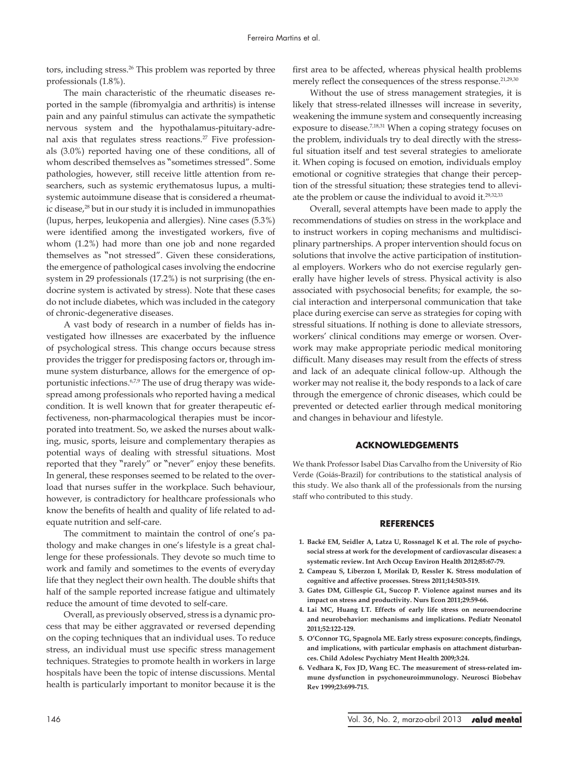tors, including stress.[26] This problem was reported by three professionals (1.8%).

The main characteristic of the rheumatic diseases reported in the sample (fibromyalgia and arthritis) is intense pain and any painful stimulus can activate the sympathetic nervous system and the hypothalamus-pituitary-adrenal axis that regulates stress reactions.[27] Five professionals (3.0%) reported having one of these conditions, all of whom described themselves as "sometimes stressed". Some pathologies, however, still receive little attention from researchers, such as systemic erythematosus lupus, a multisystemic autoimmune disease that is considered a rheumatic disease,[28] but in our study it is included in immunopathies (lupus, herpes, leukopenia and allergies). Nine cases (5.3%) were identified among the investigated workers, five of whom (1.2%) had more than one job and none regarded themselves as "not stressed". Given these considerations, the emergence of pathological cases involving the endocrine system in 29 professionals (17.2%) is not surprising (the endocrine system is activated by stress). Note that these cases do not include diabetes, which was included in the category of chronic-degenerative diseases.

A vast body of research in a number of fields has investigated how illnesses are exacerbated by the influence of psychological stress. This change occurs because stress provides the trigger for predisposing factors or, through immune system disturbance, allows for the emergence of opportunistic infections.[6,7,9] The use of drug therapy was widespread among professionals who reported having a medical condition. It is well known that for greater therapeutic effectiveness, non-pharmacological therapies must be incorporated into treatment. So, we asked the nurses about walking, music, sports, leisure and complementary therapies as potential ways of dealing with stressful situations. Most reported that they "rarely" or "never" enjoy these benefits. In general, these responses seemed to be related to the overload that nurses suffer in the workplace. Such behaviour, however, is contradictory for healthcare professionals who know the benefits of health and quality of life related to adequate nutrition and self-care.

The commitment to maintain the control of one's pathology and make changes in one's lifestyle is a great challenge for these professionals. They devote so much time to work and family and sometimes to the events of everyday life that they neglect their own health. The double shifts that half of the sample reported increase fatigue and ultimately reduce the amount of time devoted to self-care.

Overall, as previously observed, stress is a dynamic process that may be either aggravated or reversed depending on the coping techniques that an individual uses. To reduce stress, an individual must use specific stress management techniques. Strategies to promote health in workers in large hospitals have been the topic of intense discussions. Mental health is particularly important to monitor because it is the first area to be affected, whereas physical health problems merely reflect the consequences of the stress response.[21,29,30]

Without the use of stress management strategies, it is likely that stress-related illnesses will increase in severity, weakening the immune system and consequently increasing exposure to disease.[7,18,31] When a coping strategy focuses on the problem, individuals try to deal directly with the stressful situation itself and test several strategies to ameliorate it. When coping is focused on emotion, individuals employ emotional or cognitive strategies that change their perception of the stressful situation; these strategies tend to alleviate the problem or cause the individual to avoid it.[29,32,33]

Overall, several attempts have been made to apply the recommendations of studies on stress in the workplace and to instruct workers in coping mechanisms and multidisciplinary partnerships. A proper intervention should focus on solutions that involve the active participation of institutional employers. Workers who do not exercise regularly generally have higher levels of stress. Physical activity is also associated with psychosocial benefits; for example, the social interaction and interpersonal communication that take place during exercise can serve as strategies for coping with stressful situations. If nothing is done to alleviate stressors, workers' clinical conditions may emerge or worsen. Overwork may make appropriate periodic medical monitoring difficult. Many diseases may result from the effects of stress and lack of an adequate clinical follow-up. Although the worker may not realise it, the body responds to a lack of care through the emergence of chronic diseases, which could be prevented or detected earlier through medical monitoring and changes in behaviour and lifestyle.

## ACKNOWLEDGEMENTS

We thank Professor Isabel Dias Carvalho from the University of Rio Verde (Goiás-Brazil) for contributions to the statistical analysis of this study. We also thank all of the professionals from the nursing staff who contributed to this study.

## REFERENCES

1. **Backé EM, Seidler A, Latza U, Rossnagel K et al. The role of psychosocial stress at work for the development of cardiovascular diseases: a systematic review. Int Arch Occup Environ Health 2012;85:67-79.**
2. **Campeau S, Liberzon I, Morilak D, Ressler K. Stress modulation of cognitive and affective processes. Stress 2011;14:503-519.**
3. **Gates DM, Gillespie GL, Succop P. Violence against nurses and its impact on stress and productivity. Nurs Econ 2011;29:59-66.**
4. **Lai MC, Huang LT. Effects of early life stress on neuroendocrine and neurobehavior: mechanisms and implications. Pediatr Neonatol 2011;52:122-129.**
5. **O'Connor TG, Spagnola ME. Early stress exposure: concepts, findings, and implications, with particular emphasis on attachment disturbances. Child Adolesc Psychiatry Ment Health 2009;3:24.**
6. **Vedhara K, Fox JD, Wang EC. The measurement of stress-related immune dysfunction in psychoneuroimmunology. Neurosci Biobehav Rev 1999;23:699-715.**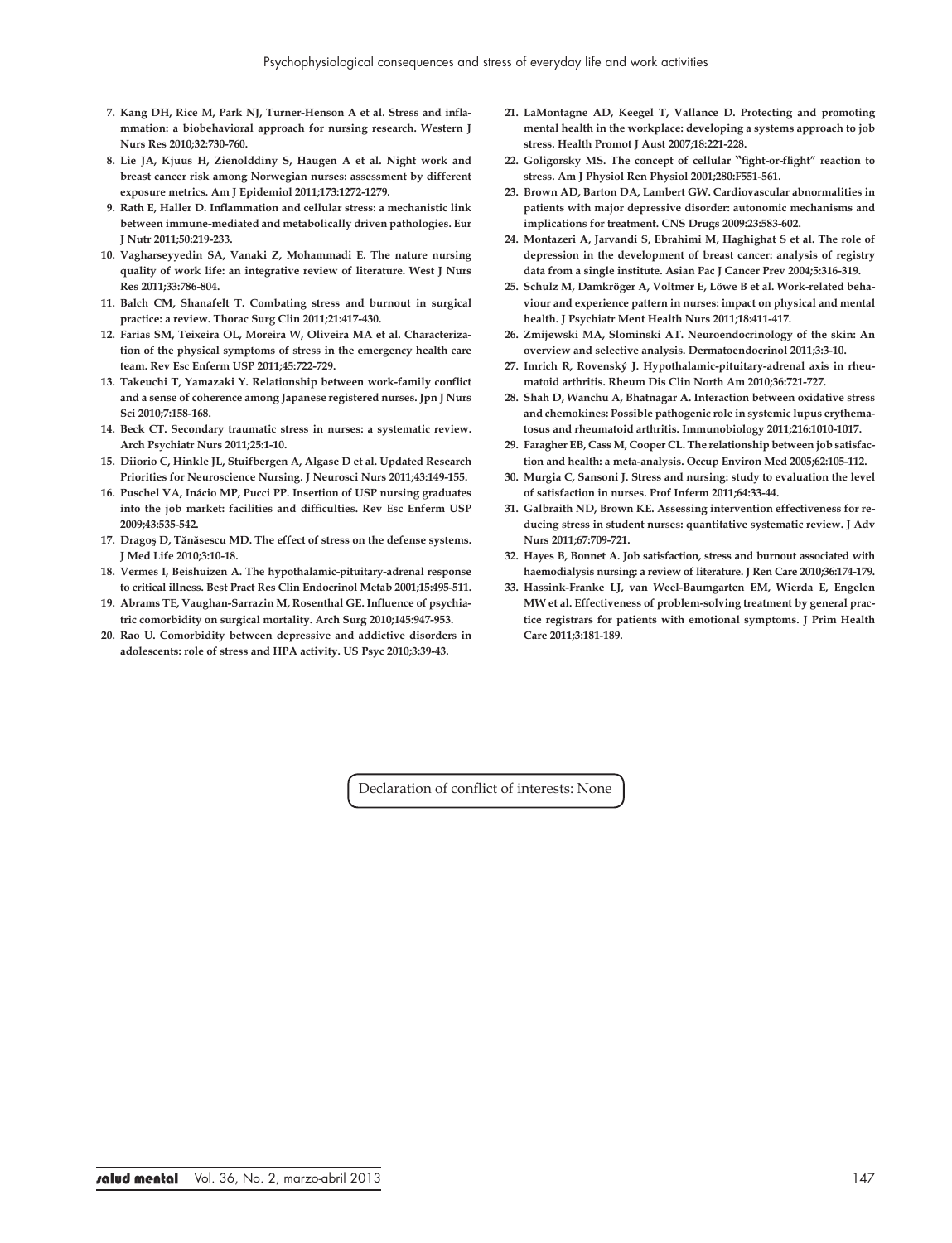7. Kang DH, Rice M, Park NJ, Turner-Henson A et al. Stress and inflammation: a biobehavioral approach for nursing research. Western J Nurs Res 2010;32:730-760.
8. Lie JA, Kjuus H, Zienolddiny S, Haugen A et al. Night work and breast cancer risk among Norwegian nurses: assessment by different exposure metrics. Am J Epidemiol 2011;173:1272-1279.
9. Rath E, Haller D. Inflammation and cellular stress: a mechanistic link between immune-mediated and metabolically driven pathologies. Eur J Nutr 2011;50:219-233.
10. Vagharseyyedin SA, Vanaki Z, Mohammadi E. The nature nursing quality of work life: an integrative review of literature. West J Nurs Res 2011;33:786-804.
11. Balch CM, Shanafelt T. Combating stress and burnout in surgical practice: a review. Thorac Surg Clin 2011;21:417-430.
12. Farias SM, Teixeira OL, Moreira W, Oliveira MA et al. Characterization of the physical symptoms of stress in the emergency health care team. Rev Esc Enferm USP 2011;45:722-729.
13. Takeuchi T, Yamazaki Y. Relationship between work-family conflict and a sense of coherence among Japanese registered nurses. Jpn J Nurs Sci 2010;7:158-168.
14. Beck CT. Secondary traumatic stress in nurses: a systematic review. Arch Psychiatr Nurs 2011;25:1-10.
15. Diiorio C, Hinkle JL, Stuifbergen A, Algase D et al. Updated Research Priorities for Neuroscience Nursing. J Neurosci Nurs 2011;43:149-155.
16. Puschel VA, Inácio MP, Pucci PP. Insertion of USP nursing graduates into the job market: facilities and difficulties. Rev Esc Enferm USP 2009;43:535-542.
17. Dragoş D, Tănăsescu MD. The effect of stress on the defense systems. J Med Life 2010;3:10-18.
18. Vermes I, Beishuizen A. The hypothalamic-pituitary-adrenal response to critical illness. Best Pract Res Clin Endocrinol Metab 2001;15:495-511.
19. Abrams TE, Vaughan-Sarrazin M, Rosenthal GE. Influence of psychiatric comorbidity on surgical mortality. Arch Surg 2010;145:947-953.
20. Rao U. Comorbidity between depressive and addictive disorders in adolescents: role of stress and HPA activity. US Psyc 2010;3:39-43.
21. LaMontagne AD, Keegel T, Vallance D. Protecting and promoting mental health in the workplace: developing a systems approach to job stress. Health Promot J Aust 2007;18:221-228.
22. Goligorsky MS. The concept of cellular "fight-or-flight" reaction to stress. Am J Physiol Ren Physiol 2001;280:F551-561.
23. Brown AD, Barton DA, Lambert GW. Cardiovascular abnormalities in patients with major depressive disorder: autonomic mechanisms and implications for treatment. CNS Drugs 2009:23:583-602.
24. Montazeri A, Jarvandi S, Ebrahimi M, Haghighat S et al. The role of depression in the development of breast cancer: analysis of registry data from a single institute. Asian Pac J Cancer Prev 2004;5:316-319.
25. Schulz M, Damkröger A, Voltmer E, Löwe B et al. Work-related behaviour and experience pattern in nurses: impact on physical and mental health. J Psychiatr Ment Health Nurs 2011;18:411-417.
26. Zmijewski MA, Slominski AT. Neuroendocrinology of the skin: An overview and selective analysis. Dermatoendocrinol 2011;3:3-10.
27. Imrich R, Rovenský J. Hypothalamic-pituitary-adrenal axis in rheumatoid arthritis. Rheum Dis Clin North Am 2010;36:721-727.
28. Shah D, Wanchu A, Bhatnagar A. Interaction between oxidative stress and chemokines: Possible pathogenic role in systemic lupus erythematosus and rheumatoid arthritis. Immunobiology 2011;216:1010-1017.
29. Faragher EB, Cass M, Cooper CL. The relationship between job satisfaction and health: a meta-analysis. Occup Environ Med 2005;62:105-112.
30. Murgia C, Sansoni J. Stress and nursing: study to evaluation the level of satisfaction in nurses. Prof Inferm 2011;64:33-44.
31. Galbraith ND, Brown KE. Assessing intervention effectiveness for reducing stress in student nurses: quantitative systematic review. J Adv Nurs 2011;67:709-721.
32. Hayes B, Bonnet A. Job satisfaction, stress and burnout associated with haemodialysis nursing: a review of literature. J Ren Care 2010;36:174-179.
33. Hassink-Franke LJ, van Weel-Baumgarten EM, Wierda E, Engelen MW et al. Effectiveness of problem-solving treatment by general practice registrars for patients with emotional symptoms. J Prim Health Care 2011;3:181-189.

Declaration of conflict of interests: None